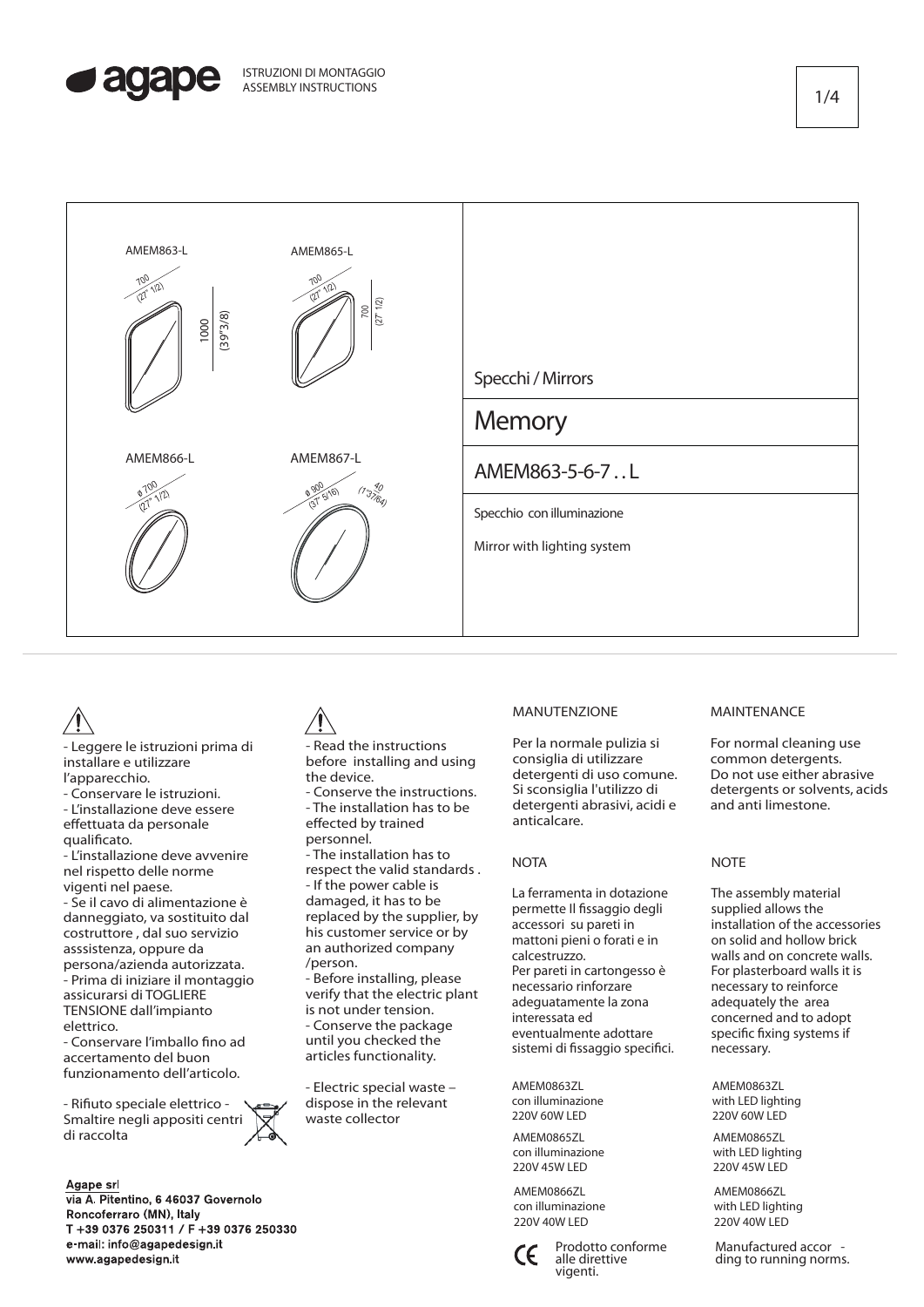agape

ISTRUZIONI DI MONTAGGIO
ASSEMBLY INSTRUCTIONS

AMEM863-L — 700 (27" 1/2) × 1000 (39"3/8)

AMEM865-L — 700 (27" 1/2) × 700 (27" 1/2)

AMEM866-L — ø 700 (27" 1/2)

AMEM867-L — ø 900 (37" 5/16) — 40 (1"37/64)

Specchi / Mirrors

# Memory

## AMEM863-5-6-7 . . L

Specchio con illuminazione

Mirror with lighting system

---

⚠

- Leggere le istruzioni prima di installare e utilizzare l'apparecchio.
- Conservare le istruzioni.
- L'installazione deve essere effettuata da personale qualificato.
- L'installazione deve avvenire nel rispetto delle norme vigenti nel paese.
- Se il cavo di alimentazione è danneggiato, va sostituito dal costruttore , dal suo servizio asssistenza, oppure da persona/azienda autorizzata.
- Prima di iniziare il montaggio assicurarsi di TOGLIERE TENSIONE dall'impianto elettrico.
- Conservare l'imballo fino ad accertamento del buon funzionamento dell'articolo.

- Rifiuto speciale elettrico - Smaltire negli appositi centri di raccolta

⚠

- Read the instructions before installing and using the device.
- Conserve the instructions.
- The installation has to be effected by trained personnel.
- The installation has to respect the valid standards .
- If the power cable is damaged, it has to be replaced by the supplier, by his customer service or by an authorized company /person.
- Before installing, please verify that the electric plant is not under tension.
- Conserve the package until you checked the articles functionality.

- Electric special waste – dispose in the relevant waste collector

MANUTENZIONE

Per la normale pulizia si consiglia di utilizzare detergenti di uso comune. Si sconsiglia l'utilizzo di detergenti abrasivi, acidi e anticalcare.

MAINTENANCE

For normal cleaning use common detergents. Do not use either abrasive detergents or solvents, acids and anti limestone.

NOTA

La ferramenta in dotazione permette Il fissaggio degli accessori su pareti in mattoni pieni o forati e in calcestruzzo.
Per pareti in cartongesso è necessario rinforzare adeguatamente la zona interessata ed eventualmente adottare sistemi di fissaggio specifici.

NOTE

The assembly material supplied allows the installation of the accessories on solid and hollow brick walls and on concrete walls.
For plasterboard walls it is necessary to reinforce adequately the area concerned and to adopt specific fixing systems if necessary.

AMEM0863ZL
con illuminazione
220V 60W LED

AMEM0865ZL
con illuminazione
220V 45W LED

AMEM0866ZL
con illuminazione
220V 40W LED

AMEM0863ZL
with LED lighting
220V 60W LED

AMEM0865ZL
with LED lighting
220V 45W LED

AMEM0866ZL
with LED lighting
220V 40W LED

CE Prodotto conforme alle direttive vigenti.

Manufactured accor - ding to running norms.

Agape srl
via A. Pitentino, 6 46037 Governolo
Roncoferraro (MN), Italy
T +39 0376 250311 / F +39 0376 250330
e-mail: info@agapedesign.it
www.agapedesign.it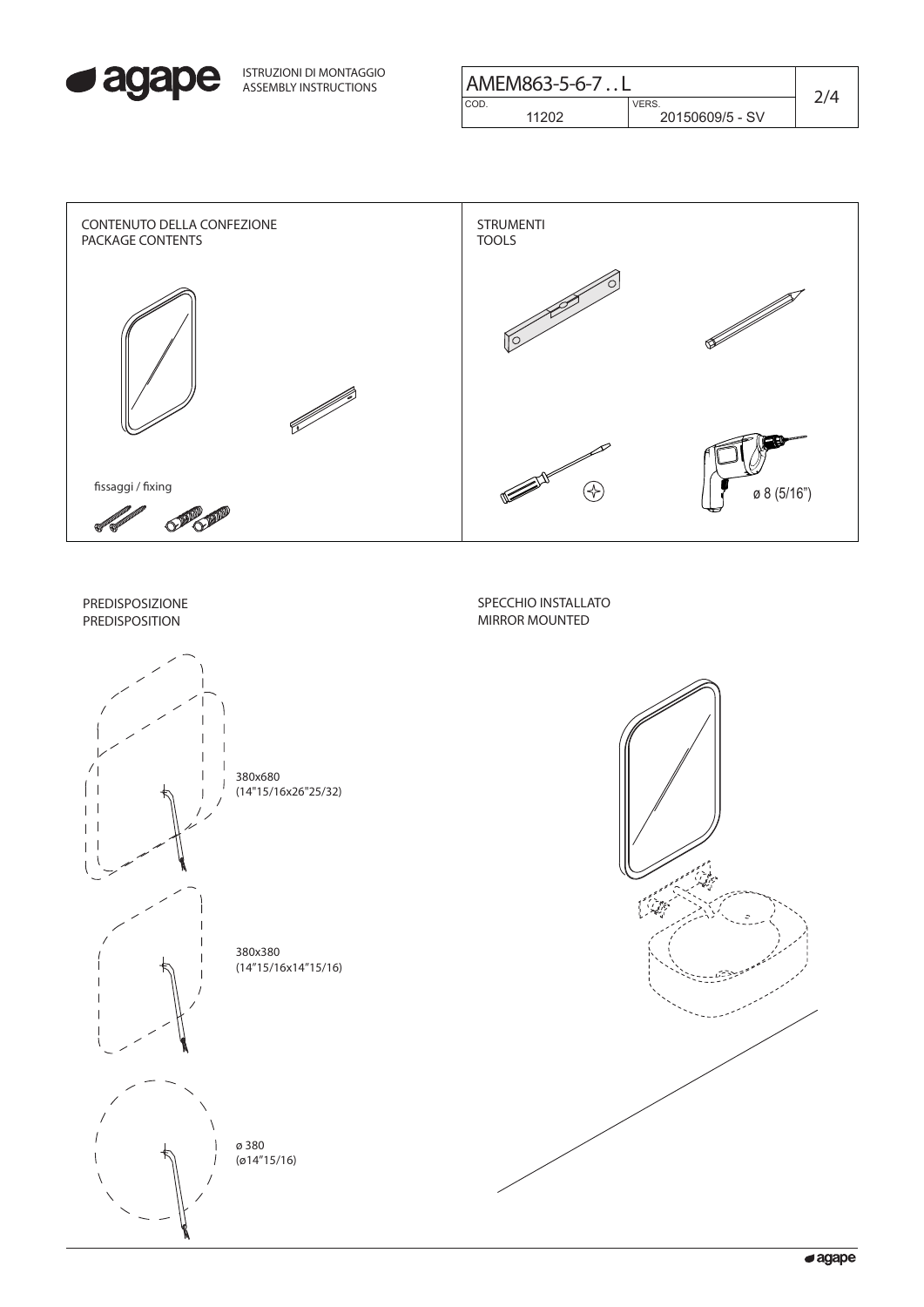ISTRUZIONI DI MONTAGGIO
ASSEMBLY INSTRUCTIONS

| AMEM863-5-6-7 . . L | |
|---|---|
| COD. 11202 | VERS. 20150609/5 - SV |

## CONTENUTO DELLA CONFEZIONE
## PACKAGE CONTENTS

fissaggi / fixing

## STRUMENTI
## TOOLS

ø 8 (5/16")

## PREDISPOSIZIONE
## PREDISPOSITION

380x680
(14"15/16x26"25/32)

380x380
(14"15/16x14"15/16)

ø 380
(ø14"15/16)

## SPECCHIO INSTALLATO
## MIRROR MOUNTED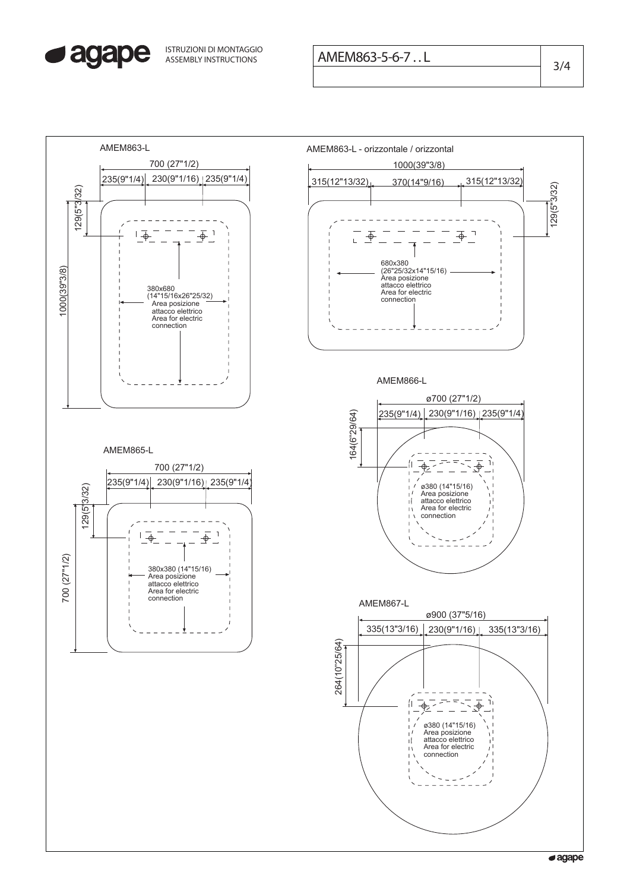AMEM863-5-6-7 . . L

## AMEM863-L

700 (27"1/2)

235(9"1/4) | 230(9"1/16) | 235(9"1/4)

129(5"3/32)

1000(39"3/8)

380x680
(14"15/16x26"25/32)
Area posizione
attacco elettrico
Area for electric
connection

## AMEM863-L - orizzontale / orizzontal

1000(39"3/8)

315(12"13/32) | 370(14"9/16) | 315(12"13/32)

129(5"3/32)

680x380
(26"25/32x14"15/16)
Area posizione
attacco elettrico
Area for electric
connection

## AMEM865-L

700 (27"1/2)

235(9"1/4) | 230(9"1/16) | 235(9"1/4)

129(5"3/32)

700 (27"1/2)

380x380 (14"15/16)
Area posizione
attacco elettrico
Area for electric
connection

## AMEM866-L

ø700 (27"1/2)

235(9"1/4) | 230(9"1/16) | 235(9"1/4)

164(6"29/64)

ø380 (14"15/16)
Area posizione
attacco elettrico
Area for electric
connection

## AMEM867-L

ø900 (37"5/16)

335(13"3/16) | 230(9"1/16) | 335(13"3/16)

264(10"25/64)

ø380 (14"15/16)
Area posizione
attacco elettrico
Area for electric
connection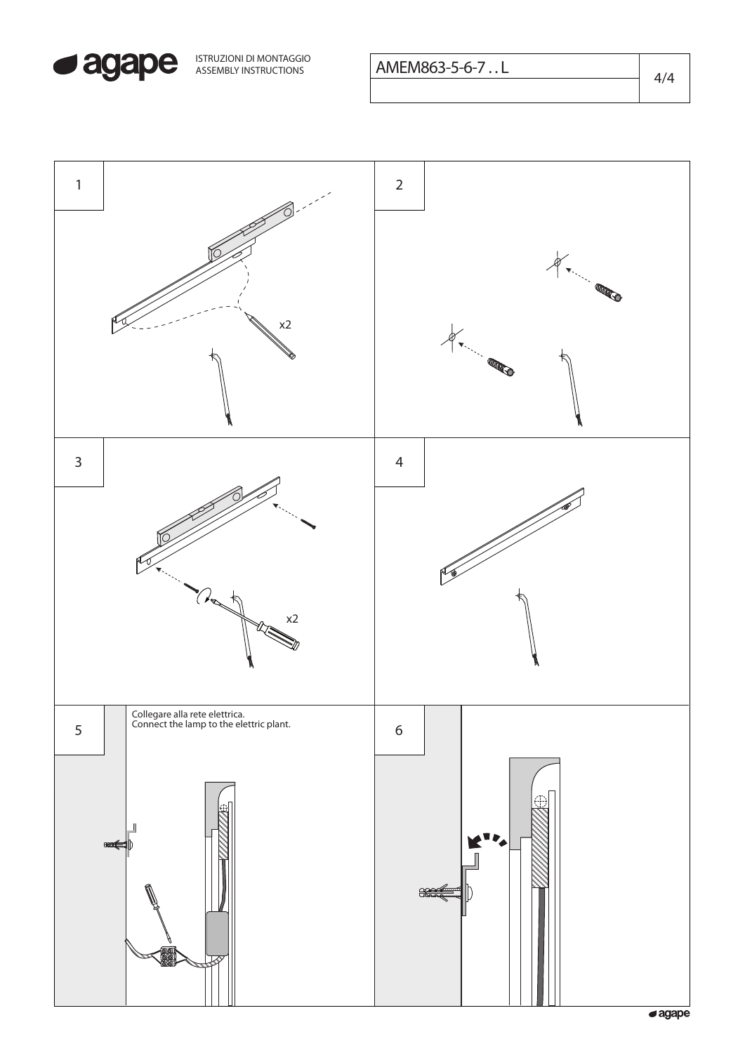ISTRUZIONI DI MONTAGGIO
ASSEMBLY INSTRUCTIONS

AMEM863-5-6-7 . . L

1

x2

2

3

x2

4

5

Collegare alla rete elettrica.
Connect the lamp to the elettric plant.

6